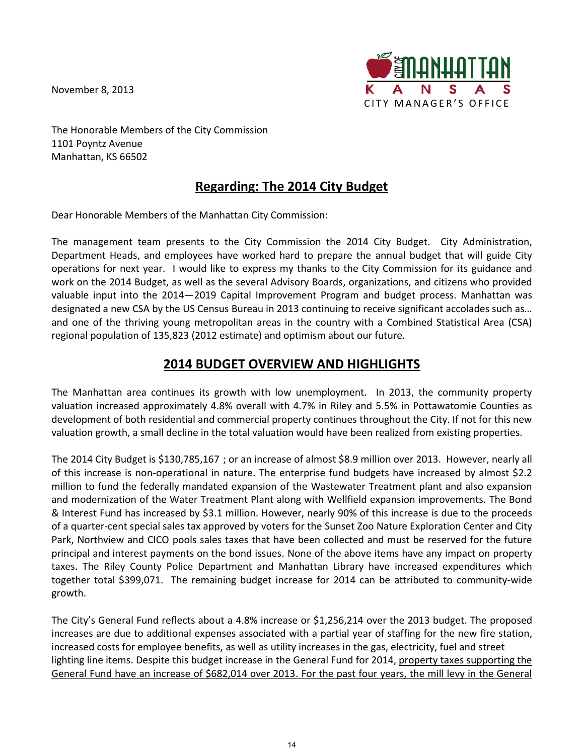November 8, 2013

CITY OF MANHATTAN KANSAS
CITY MANAGER'S OFFICE

The Honorable Members of the City Commission
1101 Poyntz Avenue
Manhattan, KS 66502

## Regarding: The 2014 City Budget

Dear Honorable Members of the Manhattan City Commission:

The management team presents to the City Commission the 2014 City Budget. City Administration, Department Heads, and employees have worked hard to prepare the annual budget that will guide City operations for next year. I would like to express my thanks to the City Commission for its guidance and work on the 2014 Budget, as well as the several Advisory Boards, organizations, and citizens who provided valuable input into the 2014—2019 Capital Improvement Program and budget process. Manhattan was designated a new CSA by the US Census Bureau in 2013 continuing to receive significant accolades such as… and one of the thriving young metropolitan areas in the country with a Combined Statistical Area (CSA) regional population of 135,823 (2012 estimate) and optimism about our future.

## 2014 BUDGET OVERVIEW AND HIGHLIGHTS

The Manhattan area continues its growth with low unemployment. In 2013, the community property valuation increased approximately 4.8% overall with 4.7% in Riley and 5.5% in Pottawatomie Counties as development of both residential and commercial property continues throughout the City. If not for this new valuation growth, a small decline in the total valuation would have been realized from existing properties.

The 2014 City Budget is $130,785,167 ; or an increase of almost $8.9 million over 2013. However, nearly all of this increase is non-operational in nature. The enterprise fund budgets have increased by almost $2.2 million to fund the federally mandated expansion of the Wastewater Treatment plant and also expansion and modernization of the Water Treatment Plant along with Wellfield expansion improvements. The Bond & Interest Fund has increased by $3.1 million. However, nearly 90% of this increase is due to the proceeds of a quarter-cent special sales tax approved by voters for the Sunset Zoo Nature Exploration Center and City Park, Northview and CICO pools sales taxes that have been collected and must be reserved for the future principal and interest payments on the bond issues. None of the above items have any impact on property taxes. The Riley County Police Department and Manhattan Library have increased expenditures which together total $399,071. The remaining budget increase for 2014 can be attributed to community-wide growth.

The City's General Fund reflects about a 4.8% increase or $1,256,214 over the 2013 budget. The proposed increases are due to additional expenses associated with a partial year of staffing for the new fire station, increased costs for employee benefits, as well as utility increases in the gas, electricity, fuel and street lighting line items. Despite this budget increase in the General Fund for 2014, <u>property taxes supporting the General Fund have an increase of $682,014 over 2013. For the past four years, the mill levy in the General</u>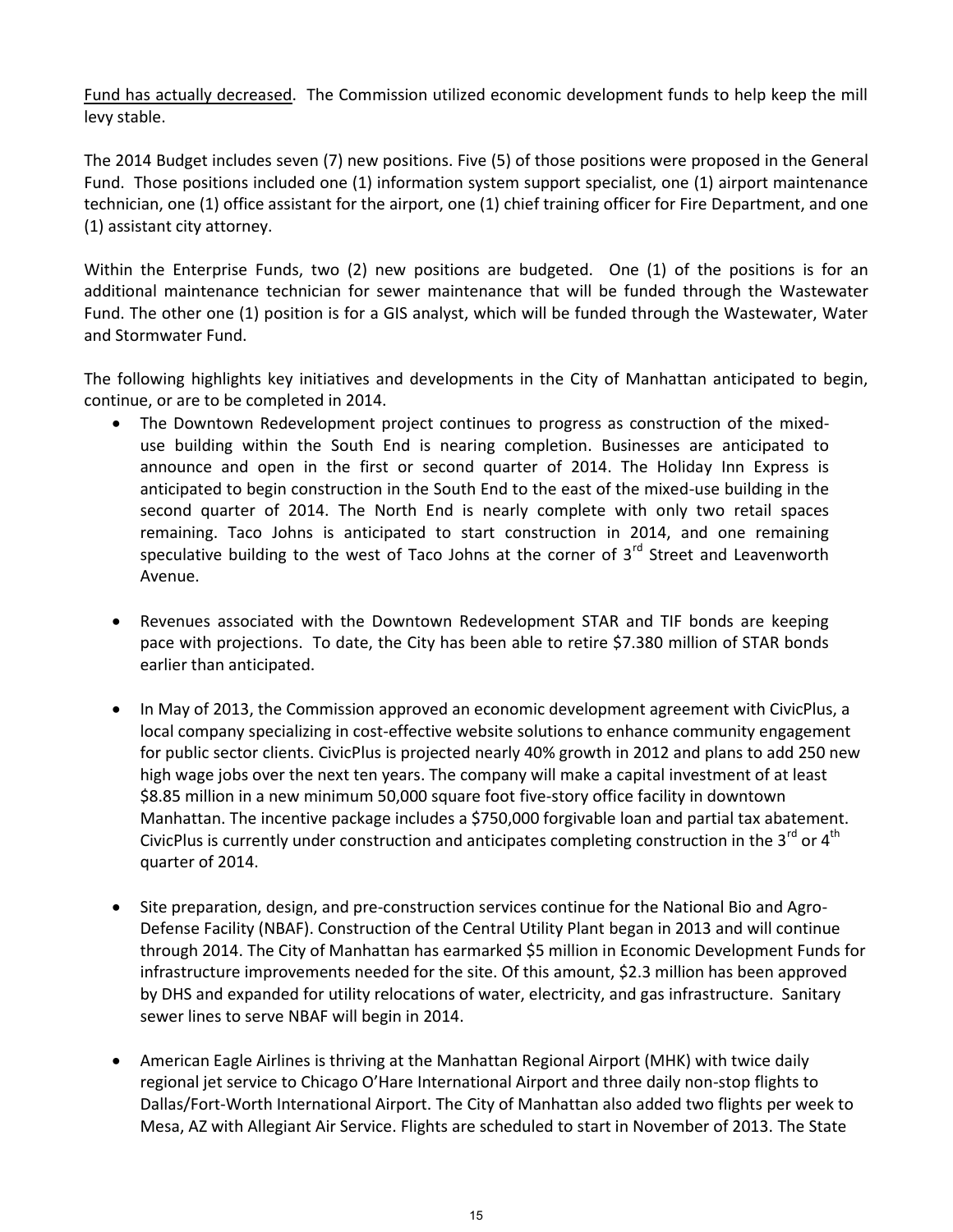<u>Fund has actually decreased</u>. The Commission utilized economic development funds to help keep the mill levy stable.

The 2014 Budget includes seven (7) new positions. Five (5) of those positions were proposed in the General Fund. Those positions included one (1) information system support specialist, one (1) airport maintenance technician, one (1) office assistant for the airport, one (1) chief training officer for Fire Department, and one (1) assistant city attorney.

Within the Enterprise Funds, two (2) new positions are budgeted. One (1) of the positions is for an additional maintenance technician for sewer maintenance that will be funded through the Wastewater Fund. The other one (1) position is for a GIS analyst, which will be funded through the Wastewater, Water and Stormwater Fund.

The following highlights key initiatives and developments in the City of Manhattan anticipated to begin, continue, or are to be completed in 2014.

- The Downtown Redevelopment project continues to progress as construction of the mixed-use building within the South End is nearing completion. Businesses are anticipated to announce and open in the first or second quarter of 2014. The Holiday Inn Express is anticipated to begin construction in the South End to the east of the mixed-use building in the second quarter of 2014. The North End is nearly complete with only two retail spaces remaining. Taco Johns is anticipated to start construction in 2014, and one remaining speculative building to the west of Taco Johns at the corner of 3rd Street and Leavenworth Avenue.

- Revenues associated with the Downtown Redevelopment STAR and TIF bonds are keeping pace with projections. To date, the City has been able to retire $7.380 million of STAR bonds earlier than anticipated.

- In May of 2013, the Commission approved an economic development agreement with CivicPlus, a local company specializing in cost-effective website solutions to enhance community engagement for public sector clients. CivicPlus is projected nearly 40% growth in 2012 and plans to add 250 new high wage jobs over the next ten years. The company will make a capital investment of at least $8.85 million in a new minimum 50,000 square foot five-story office facility in downtown Manhattan. The incentive package includes a $750,000 forgivable loan and partial tax abatement. CivicPlus is currently under construction and anticipates completing construction in the 3rd or 4th quarter of 2014.

- Site preparation, design, and pre-construction services continue for the National Bio and Agro-Defense Facility (NBAF). Construction of the Central Utility Plant began in 2013 and will continue through 2014. The City of Manhattan has earmarked $5 million in Economic Development Funds for infrastructure improvements needed for the site. Of this amount, $2.3 million has been approved by DHS and expanded for utility relocations of water, electricity, and gas infrastructure. Sanitary sewer lines to serve NBAF will begin in 2014.

- American Eagle Airlines is thriving at the Manhattan Regional Airport (MHK) with twice daily regional jet service to Chicago O'Hare International Airport and three daily non-stop flights to Dallas/Fort-Worth International Airport. The City of Manhattan also added two flights per week to Mesa, AZ with Allegiant Air Service. Flights are scheduled to start in November of 2013. The State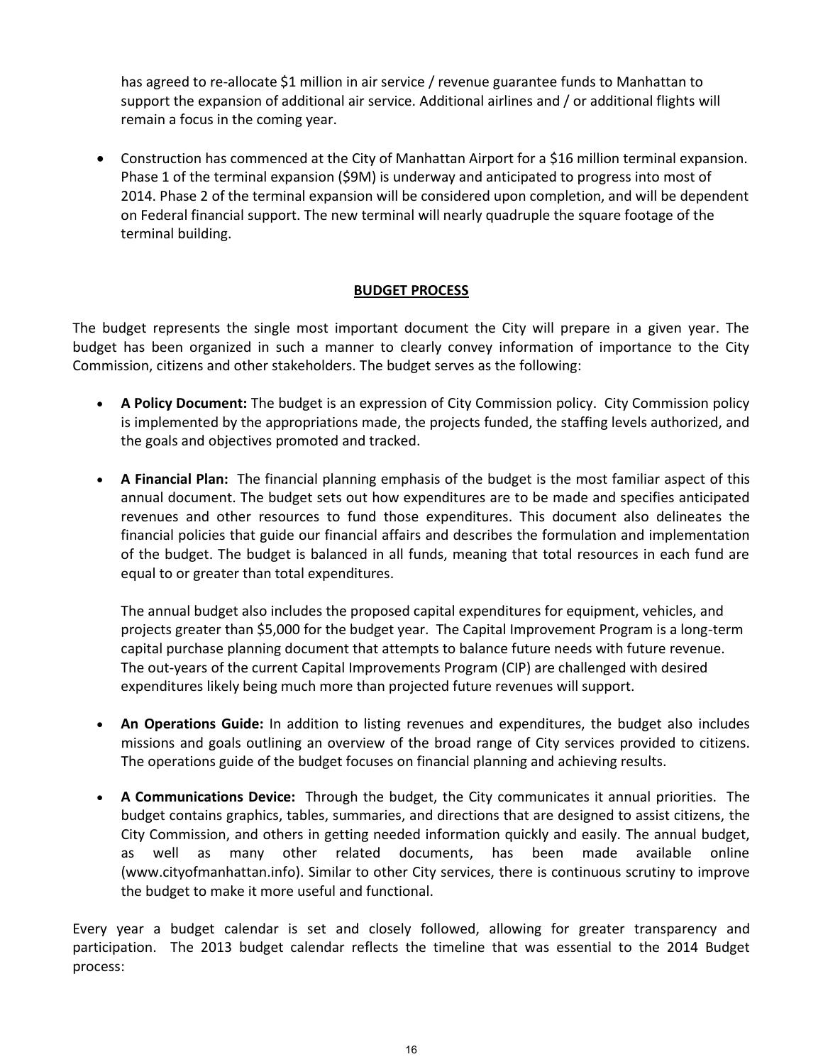has agreed to re-allocate $1 million in air service / revenue guarantee funds to Manhattan to support the expansion of additional air service. Additional airlines and / or additional flights will remain a focus in the coming year.

- Construction has commenced at the City of Manhattan Airport for a $16 million terminal expansion. Phase 1 of the terminal expansion ($9M) is underway and anticipated to progress into most of 2014. Phase 2 of the terminal expansion will be considered upon completion, and will be dependent on Federal financial support. The new terminal will nearly quadruple the square footage of the terminal building.

## BUDGET PROCESS

The budget represents the single most important document the City will prepare in a given year. The budget has been organized in such a manner to clearly convey information of importance to the City Commission, citizens and other stakeholders. The budget serves as the following:

- **A Policy Document:** The budget is an expression of City Commission policy. City Commission policy is implemented by the appropriations made, the projects funded, the staffing levels authorized, and the goals and objectives promoted and tracked.

- **A Financial Plan:** The financial planning emphasis of the budget is the most familiar aspect of this annual document. The budget sets out how expenditures are to be made and specifies anticipated revenues and other resources to fund those expenditures. This document also delineates the financial policies that guide our financial affairs and describes the formulation and implementation of the budget. The budget is balanced in all funds, meaning that total resources in each fund are equal to or greater than total expenditures.

  The annual budget also includes the proposed capital expenditures for equipment, vehicles, and projects greater than $5,000 for the budget year. The Capital Improvement Program is a long-term capital purchase planning document that attempts to balance future needs with future revenue. The out-years of the current Capital Improvements Program (CIP) are challenged with desired expenditures likely being much more than projected future revenues will support.

- **An Operations Guide:** In addition to listing revenues and expenditures, the budget also includes missions and goals outlining an overview of the broad range of City services provided to citizens. The operations guide of the budget focuses on financial planning and achieving results.

- **A Communications Device:** Through the budget, the City communicates it annual priorities. The budget contains graphics, tables, summaries, and directions that are designed to assist citizens, the City Commission, and others in getting needed information quickly and easily. The annual budget, as well as many other related documents, has been made available online (www.cityofmanhattan.info). Similar to other City services, there is continuous scrutiny to improve the budget to make it more useful and functional.

Every year a budget calendar is set and closely followed, allowing for greater transparency and participation. The 2013 budget calendar reflects the timeline that was essential to the 2014 Budget process: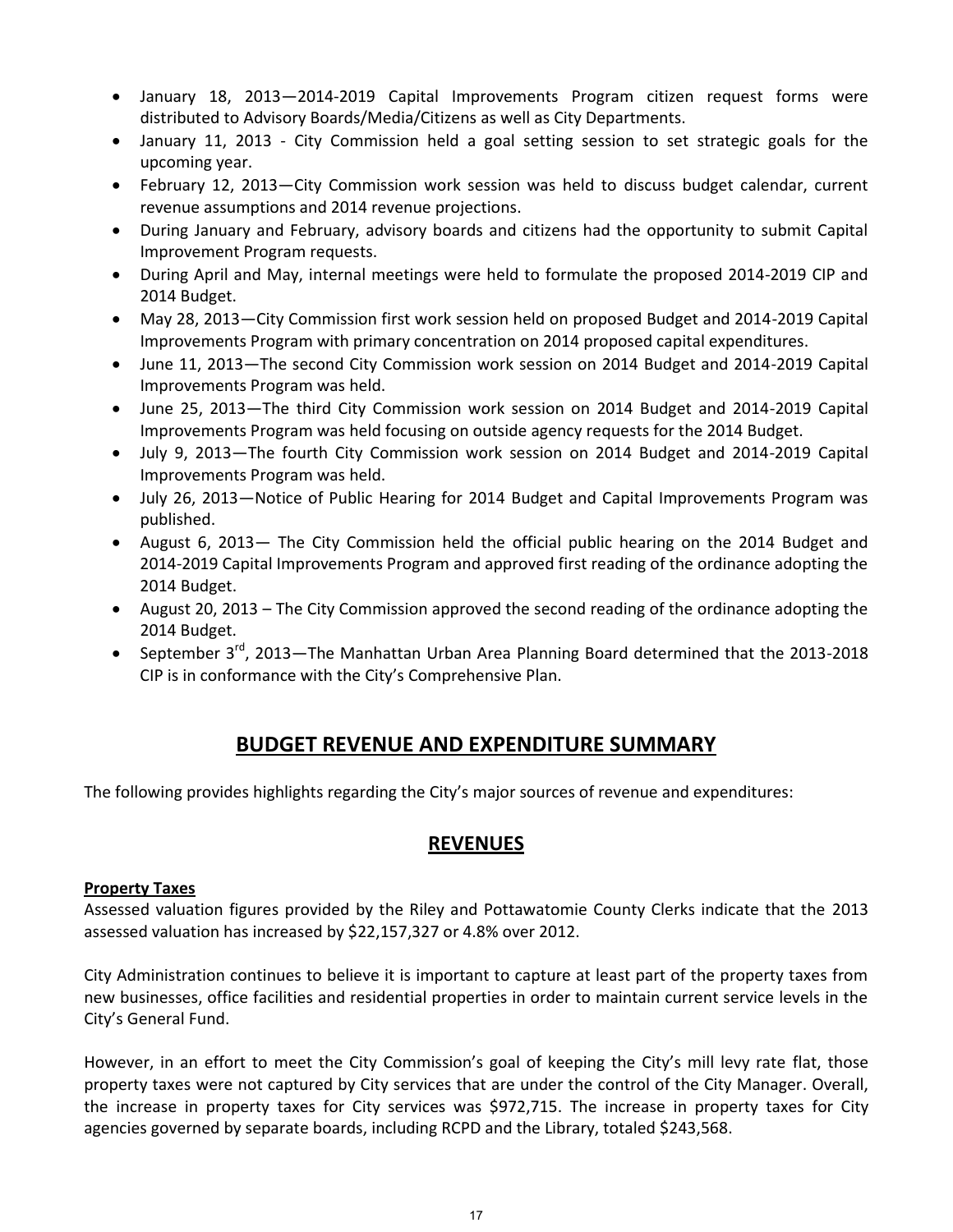- January 18, 2013—2014-2019 Capital Improvements Program citizen request forms were distributed to Advisory Boards/Media/Citizens as well as City Departments.
- January 11, 2013 - City Commission held a goal setting session to set strategic goals for the upcoming year.
- February 12, 2013—City Commission work session was held to discuss budget calendar, current revenue assumptions and 2014 revenue projections.
- During January and February, advisory boards and citizens had the opportunity to submit Capital Improvement Program requests.
- During April and May, internal meetings were held to formulate the proposed 2014-2019 CIP and 2014 Budget.
- May 28, 2013—City Commission first work session held on proposed Budget and 2014-2019 Capital Improvements Program with primary concentration on 2014 proposed capital expenditures.
- June 11, 2013—The second City Commission work session on 2014 Budget and 2014-2019 Capital Improvements Program was held.
- June 25, 2013—The third City Commission work session on 2014 Budget and 2014-2019 Capital Improvements Program was held focusing on outside agency requests for the 2014 Budget.
- July 9, 2013—The fourth City Commission work session on 2014 Budget and 2014-2019 Capital Improvements Program was held.
- July 26, 2013—Notice of Public Hearing for 2014 Budget and Capital Improvements Program was published.
- August 6, 2013— The City Commission held the official public hearing on the 2014 Budget and 2014-2019 Capital Improvements Program and approved first reading of the ordinance adopting the 2014 Budget.
- August 20, 2013 – The City Commission approved the second reading of the ordinance adopting the 2014 Budget.
- September 3rd, 2013—The Manhattan Urban Area Planning Board determined that the 2013-2018 CIP is in conformance with the City's Comprehensive Plan.

## BUDGET REVENUE AND EXPENDITURE SUMMARY

The following provides highlights regarding the City's major sources of revenue and expenditures:

## REVENUES

**Property Taxes**

Assessed valuation figures provided by the Riley and Pottawatomie County Clerks indicate that the 2013 assessed valuation has increased by $22,157,327 or 4.8% over 2012.

City Administration continues to believe it is important to capture at least part of the property taxes from new businesses, office facilities and residential properties in order to maintain current service levels in the City's General Fund.

However, in an effort to meet the City Commission's goal of keeping the City's mill levy rate flat, those property taxes were not captured by City services that are under the control of the City Manager. Overall, the increase in property taxes for City services was $972,715. The increase in property taxes for City agencies governed by separate boards, including RCPD and the Library, totaled $243,568.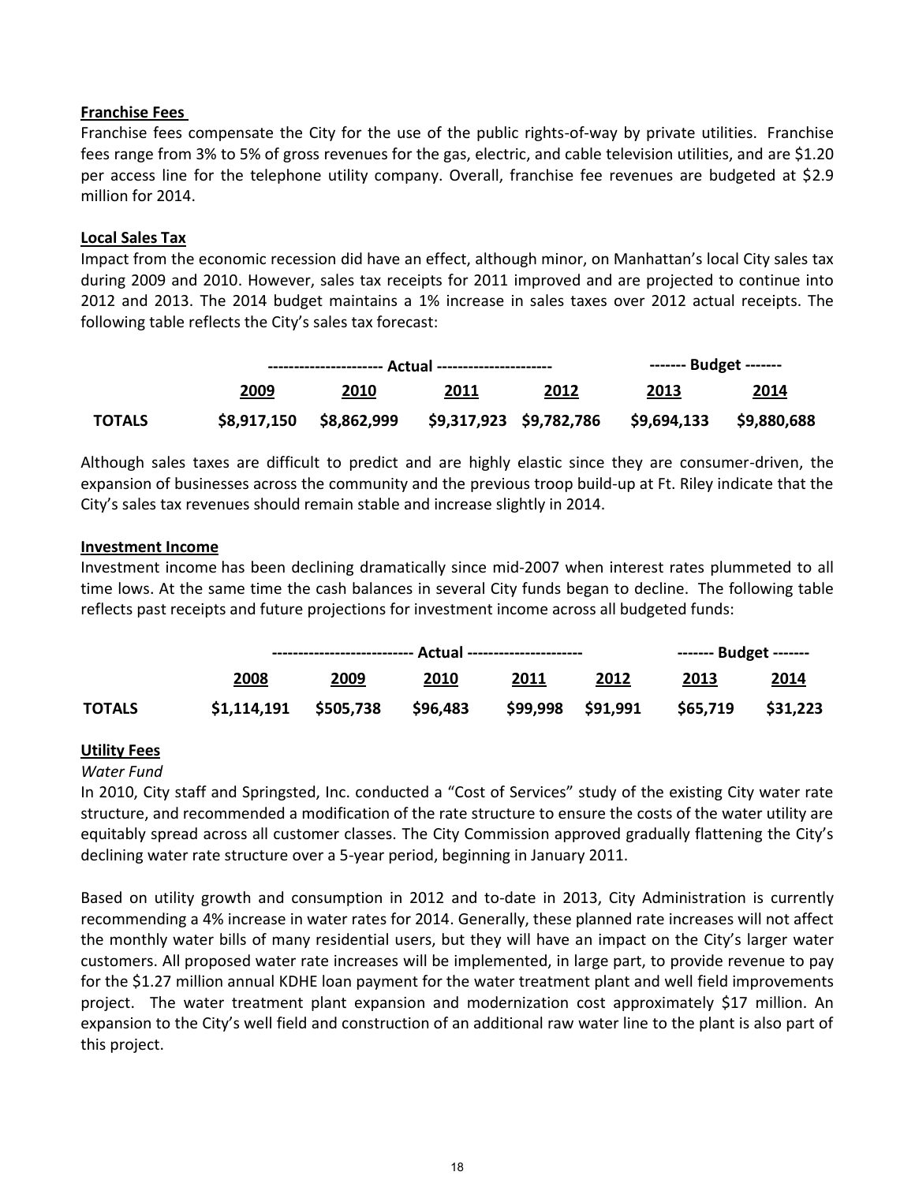**Franchise Fees**

Franchise fees compensate the City for the use of the public rights-of-way by private utilities. Franchise fees range from 3% to 5% of gross revenues for the gas, electric, and cable television utilities, and are $1.20 per access line for the telephone utility company. Overall, franchise fee revenues are budgeted at $2.9 million for 2014.

**Local Sales Tax**

Impact from the economic recession did have an effect, although minor, on Manhattan's local City sales tax during 2009 and 2010. However, sales tax receipts for 2011 improved and are projected to continue into 2012 and 2013. The 2014 budget maintains a 1% increase in sales taxes over 2012 actual receipts. The following table reflects the City's sales tax forecast:

| | Actual | | | | Budget | |
|---|---|---|---|---|---|---|
| | **2009** | **2010** | **2011** | **2012** | **2013** | **2014** |
| **TOTALS** | **$8,917,150** | **$8,862,999** | **$9,317,923** | **$9,782,786** | **$9,694,133** | **$9,880,688** |

Although sales taxes are difficult to predict and are highly elastic since they are consumer-driven, the expansion of businesses across the community and the previous troop build-up at Ft. Riley indicate that the City's sales tax revenues should remain stable and increase slightly in 2014.

**Investment Income**

Investment income has been declining dramatically since mid-2007 when interest rates plummeted to all time lows. At the same time the cash balances in several City funds began to decline. The following table reflects past receipts and future projections for investment income across all budgeted funds:

| | Actual | | | | | Budget | |
|---|---|---|---|---|---|---|---|
| | **2008** | **2009** | **2010** | **2011** | **2012** | **2013** | **2014** |
| **TOTALS** | **$1,114,191** | **$505,738** | **$96,483** | **$99,998** | **$91,991** | **$65,719** | **$31,223** |

**Utility Fees**

*Water Fund*

In 2010, City staff and Springsted, Inc. conducted a "Cost of Services" study of the existing City water rate structure, and recommended a modification of the rate structure to ensure the costs of the water utility are equitably spread across all customer classes. The City Commission approved gradually flattening the City's declining water rate structure over a 5-year period, beginning in January 2011.

Based on utility growth and consumption in 2012 and to-date in 2013, City Administration is currently recommending a 4% increase in water rates for 2014. Generally, these planned rate increases will not affect the monthly water bills of many residential users, but they will have an impact on the City's larger water customers. All proposed water rate increases will be implemented, in large part, to provide revenue to pay for the $1.27 million annual KDHE loan payment for the water treatment plant and well field improvements project. The water treatment plant expansion and modernization cost approximately $17 million. An expansion to the City's well field and construction of an additional raw water line to the plant is also part of this project.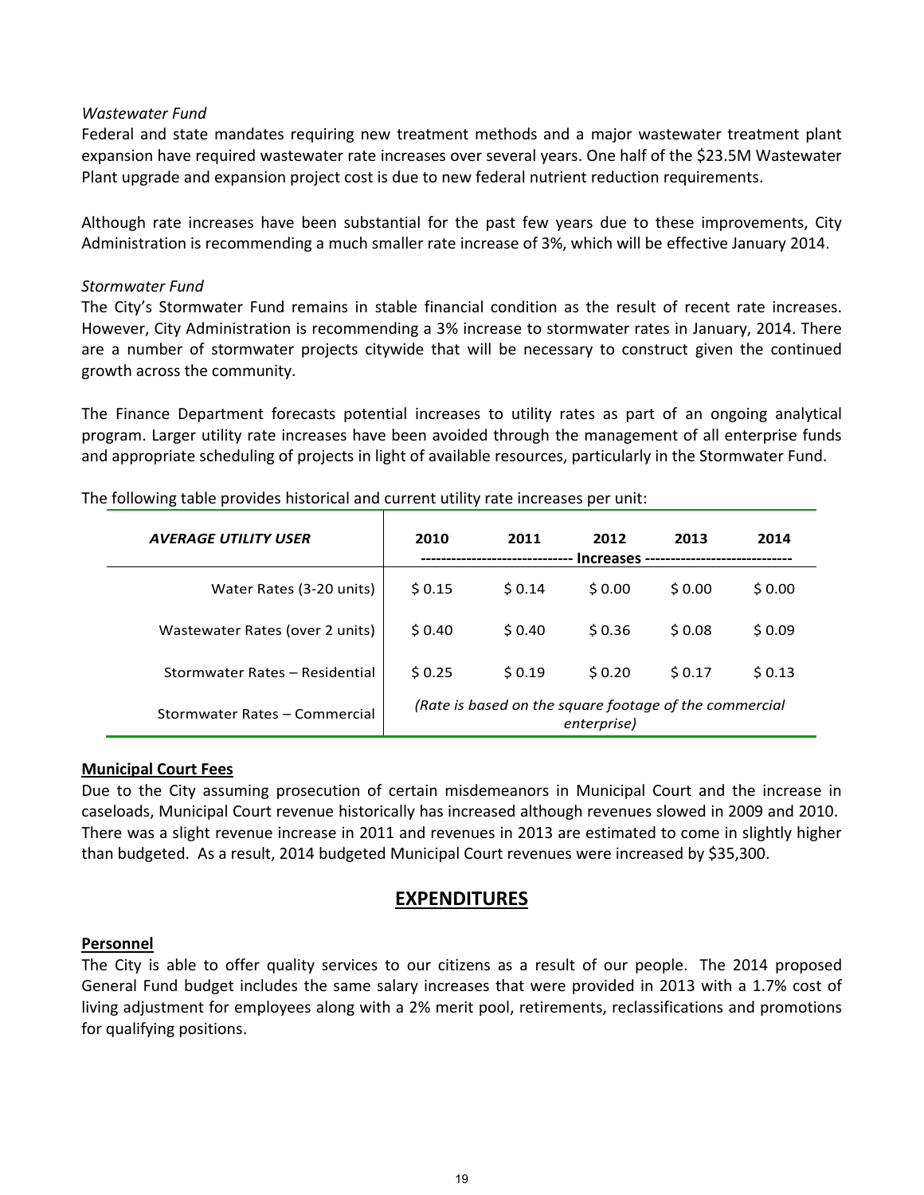*Wastewater Fund*

Federal and state mandates requiring new treatment methods and a major wastewater treatment plant expansion have required wastewater rate increases over several years. One half of the $23.5M Wastewater Plant upgrade and expansion project cost is due to new federal nutrient reduction requirements.

Although rate increases have been substantial for the past few years due to these improvements, City Administration is recommending a much smaller rate increase of 3%, which will be effective January 2014.

*Stormwater Fund*

The City's Stormwater Fund remains in stable financial condition as the result of recent rate increases. However, City Administration is recommending a 3% increase to stormwater rates in January, 2014. There are a number of stormwater projects citywide that will be necessary to construct given the continued growth across the community.

The Finance Department forecasts potential increases to utility rates as part of an ongoing analytical program. Larger utility rate increases have been avoided through the management of all enterprise funds and appropriate scheduling of projects in light of available resources, particularly in the Stormwater Fund.

The following table provides historical and current utility rate increases per unit:

| *AVERAGE UTILITY USER* | 2010 | 2011 | 2012 | 2013 | 2014 |
|---|---|---|---|---|---|
| | Increases | | | | |
| Water Rates (3-20 units) | $ 0.15 | $ 0.14 | $ 0.00 | $ 0.00 | $ 0.00 |
| Wastewater Rates (over 2 units) | $ 0.40 | $ 0.40 | $ 0.36 | $ 0.08 | $ 0.09 |
| Stormwater Rates – Residential | $ 0.25 | $ 0.19 | $ 0.20 | $ 0.17 | $ 0.13 |
| Stormwater Rates – Commercial | *(Rate is based on the square footage of the commercial enterprise)* | | | | |

**Municipal Court Fees**

Due to the City assuming prosecution of certain misdemeanors in Municipal Court and the increase in caseloads, Municipal Court revenue historically has increased although revenues slowed in 2009 and 2010. There was a slight revenue increase in 2011 and revenues in 2013 are estimated to come in slightly higher than budgeted. As a result, 2014 budgeted Municipal Court revenues were increased by $35,300.

## EXPENDITURES

**Personnel**

The City is able to offer quality services to our citizens as a result of our people. The 2014 proposed General Fund budget includes the same salary increases that were provided in 2013 with a 1.7% cost of living adjustment for employees along with a 2% merit pool, retirements, reclassifications and promotions for qualifying positions.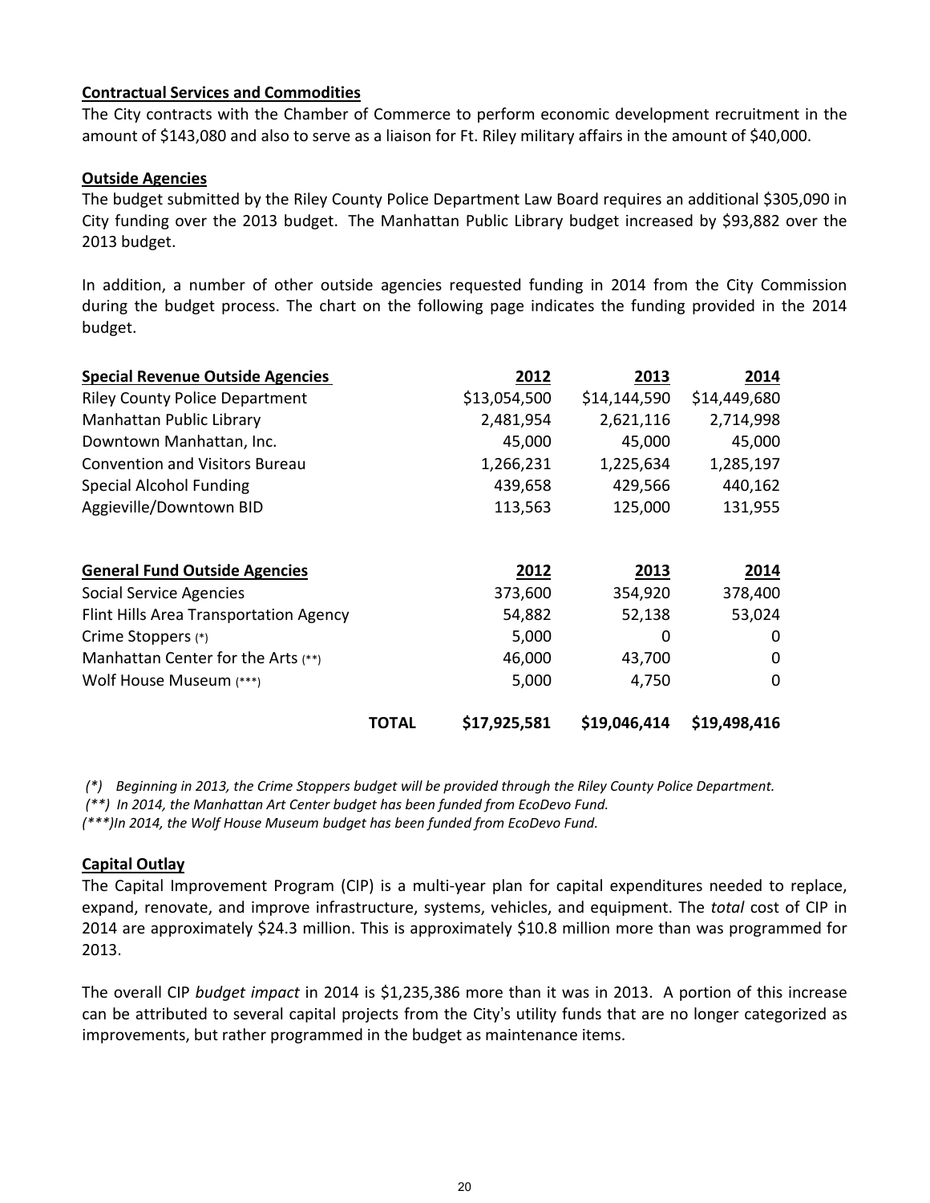**Contractual Services and Commodities**

The City contracts with the Chamber of Commerce to perform economic development recruitment in the amount of $143,080 and also to serve as a liaison for Ft. Riley military affairs in the amount of $40,000.

**Outside Agencies**

The budget submitted by the Riley County Police Department Law Board requires an additional $305,090 in City funding over the 2013 budget. The Manhattan Public Library budget increased by $93,882 over the 2013 budget.

In addition, a number of other outside agencies requested funding in 2014 from the City Commission during the budget process. The chart on the following page indicates the funding provided in the 2014 budget.

| Special Revenue Outside Agencies | 2012 | 2013 | 2014 |
|---|---|---|---|
| Riley County Police Department | $13,054,500 | $14,144,590 | $14,449,680 |
| Manhattan Public Library | 2,481,954 | 2,621,116 | 2,714,998 |
| Downtown Manhattan, Inc. | 45,000 | 45,000 | 45,000 |
| Convention and Visitors Bureau | 1,266,231 | 1,225,634 | 1,285,197 |
| Special Alcohol Funding | 439,658 | 429,566 | 440,162 |
| Aggieville/Downtown BID | 113,563 | 125,000 | 131,955 |
| **General Fund Outside Agencies** | **2012** | **2013** | **2014** |
| Social Service Agencies | 373,600 | 354,920 | 378,400 |
| Flint Hills Area Transportation Agency | 54,882 | 52,138 | 53,024 |
| Crime Stoppers (*) | 5,000 | 0 | 0 |
| Manhattan Center for the Arts (**) | 46,000 | 43,700 | 0 |
| Wolf House Museum (***) | 5,000 | 4,750 | 0 |
| **TOTAL** | **$17,925,581** | **$19,046,414** | **$19,498,416** |

*(\*) Beginning in 2013, the Crime Stoppers budget will be provided through the Riley County Police Department.*

*(\*\*) In 2014, the Manhattan Art Center budget has been funded from EcoDevo Fund.*

*(\*\*\*)In 2014, the Wolf House Museum budget has been funded from EcoDevo Fund.*

**Capital Outlay**

The Capital Improvement Program (CIP) is a multi-year plan for capital expenditures needed to replace, expand, renovate, and improve infrastructure, systems, vehicles, and equipment. The *total* cost of CIP in 2014 are approximately $24.3 million. This is approximately $10.8 million more than was programmed for 2013.

The overall CIP *budget impact* in 2014 is $1,235,386 more than it was in 2013. A portion of this increase can be attributed to several capital projects from the City's utility funds that are no longer categorized as improvements, but rather programmed in the budget as maintenance items.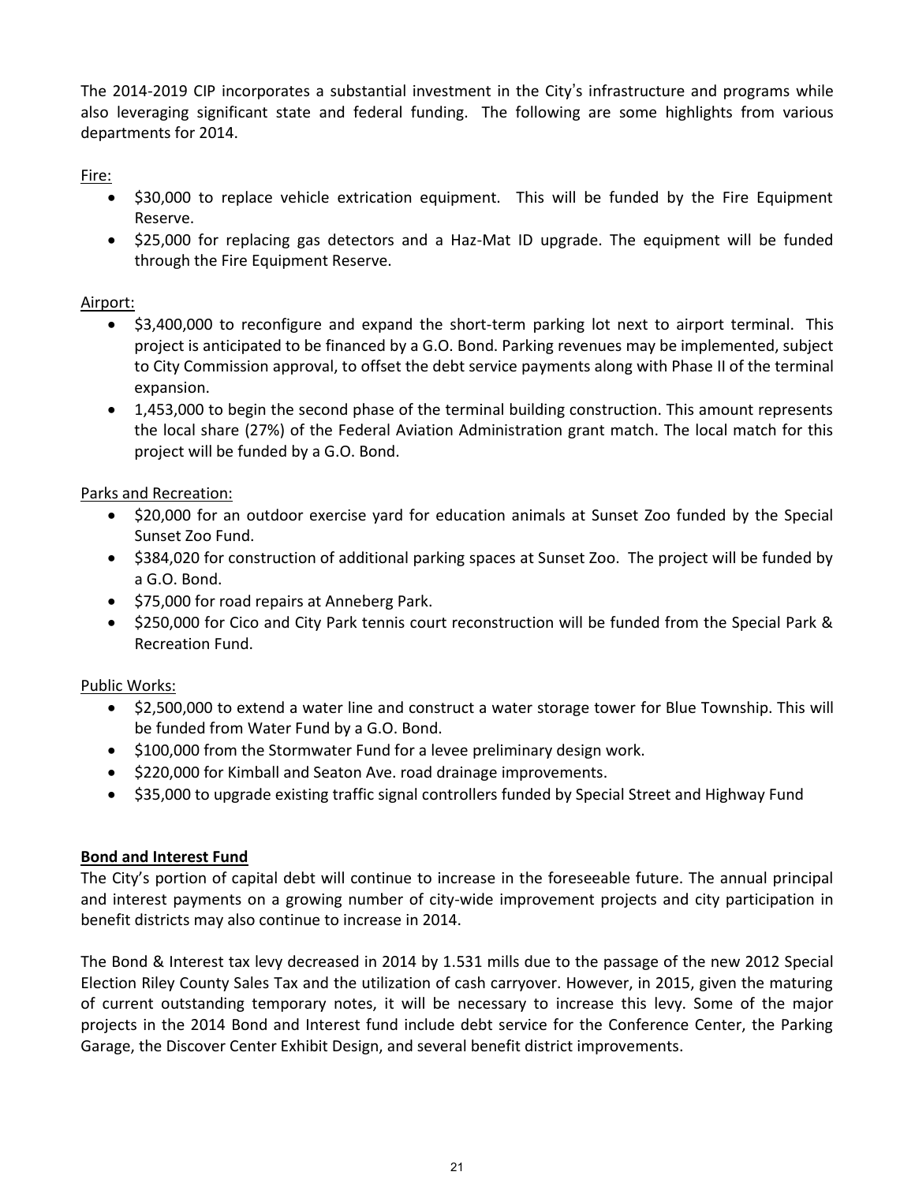The 2014-2019 CIP incorporates a substantial investment in the City's infrastructure and programs while also leveraging significant state and federal funding. The following are some highlights from various departments for 2014.

Fire:

- $30,000 to replace vehicle extrication equipment. This will be funded by the Fire Equipment Reserve.
- $25,000 for replacing gas detectors and a Haz-Mat ID upgrade. The equipment will be funded through the Fire Equipment Reserve.

Airport:

- $3,400,000 to reconfigure and expand the short-term parking lot next to airport terminal. This project is anticipated to be financed by a G.O. Bond. Parking revenues may be implemented, subject to City Commission approval, to offset the debt service payments along with Phase II of the terminal expansion.
- 1,453,000 to begin the second phase of the terminal building construction. This amount represents the local share (27%) of the Federal Aviation Administration grant match. The local match for this project will be funded by a G.O. Bond.

Parks and Recreation:

- $20,000 for an outdoor exercise yard for education animals at Sunset Zoo funded by the Special Sunset Zoo Fund.
- $384,020 for construction of additional parking spaces at Sunset Zoo. The project will be funded by a G.O. Bond.
- $75,000 for road repairs at Anneberg Park.
- $250,000 for Cico and City Park tennis court reconstruction will be funded from the Special Park & Recreation Fund.

Public Works:

- $2,500,000 to extend a water line and construct a water storage tower for Blue Township. This will be funded from Water Fund by a G.O. Bond.
- $100,000 from the Stormwater Fund for a levee preliminary design work.
- $220,000 for Kimball and Seaton Ave. road drainage improvements.
- $35,000 to upgrade existing traffic signal controllers funded by Special Street and Highway Fund

**Bond and Interest Fund**

The City's portion of capital debt will continue to increase in the foreseeable future. The annual principal and interest payments on a growing number of city-wide improvement projects and city participation in benefit districts may also continue to increase in 2014.

The Bond & Interest tax levy decreased in 2014 by 1.531 mills due to the passage of the new 2012 Special Election Riley County Sales Tax and the utilization of cash carryover. However, in 2015, given the maturing of current outstanding temporary notes, it will be necessary to increase this levy. Some of the major projects in the 2014 Bond and Interest fund include debt service for the Conference Center, the Parking Garage, the Discover Center Exhibit Design, and several benefit district improvements.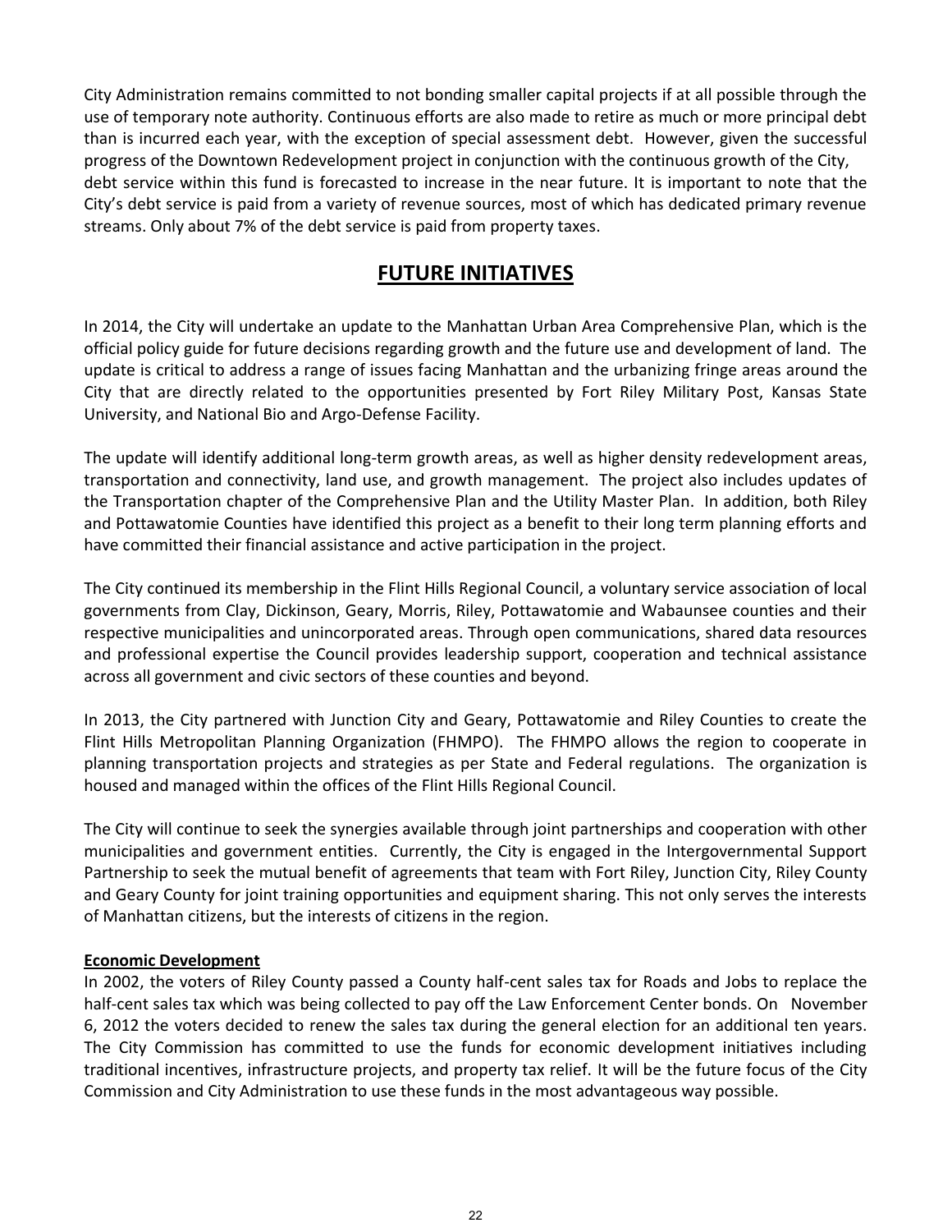City Administration remains committed to not bonding smaller capital projects if at all possible through the use of temporary note authority. Continuous efforts are also made to retire as much or more principal debt than is incurred each year, with the exception of special assessment debt. However, given the successful progress of the Downtown Redevelopment project in conjunction with the continuous growth of the City, debt service within this fund is forecasted to increase in the near future. It is important to note that the City's debt service is paid from a variety of revenue sources, most of which has dedicated primary revenue streams. Only about 7% of the debt service is paid from property taxes.

# FUTURE INITIATIVES

In 2014, the City will undertake an update to the Manhattan Urban Area Comprehensive Plan, which is the official policy guide for future decisions regarding growth and the future use and development of land. The update is critical to address a range of issues facing Manhattan and the urbanizing fringe areas around the City that are directly related to the opportunities presented by Fort Riley Military Post, Kansas State University, and National Bio and Argo-Defense Facility.

The update will identify additional long-term growth areas, as well as higher density redevelopment areas, transportation and connectivity, land use, and growth management. The project also includes updates of the Transportation chapter of the Comprehensive Plan and the Utility Master Plan. In addition, both Riley and Pottawatomie Counties have identified this project as a benefit to their long term planning efforts and have committed their financial assistance and active participation in the project.

The City continued its membership in the Flint Hills Regional Council, a voluntary service association of local governments from Clay, Dickinson, Geary, Morris, Riley, Pottawatomie and Wabaunsee counties and their respective municipalities and unincorporated areas. Through open communications, shared data resources and professional expertise the Council provides leadership support, cooperation and technical assistance across all government and civic sectors of these counties and beyond.

In 2013, the City partnered with Junction City and Geary, Pottawatomie and Riley Counties to create the Flint Hills Metropolitan Planning Organization (FHMPO). The FHMPO allows the region to cooperate in planning transportation projects and strategies as per State and Federal regulations. The organization is housed and managed within the offices of the Flint Hills Regional Council.

The City will continue to seek the synergies available through joint partnerships and cooperation with other municipalities and government entities. Currently, the City is engaged in the Intergovernmental Support Partnership to seek the mutual benefit of agreements that team with Fort Riley, Junction City, Riley County and Geary County for joint training opportunities and equipment sharing. This not only serves the interests of Manhattan citizens, but the interests of citizens in the region.

**Economic Development**

In 2002, the voters of Riley County passed a County half-cent sales tax for Roads and Jobs to replace the half-cent sales tax which was being collected to pay off the Law Enforcement Center bonds. On November 6, 2012 the voters decided to renew the sales tax during the general election for an additional ten years. The City Commission has committed to use the funds for economic development initiatives including traditional incentives, infrastructure projects, and property tax relief. It will be the future focus of the City Commission and City Administration to use these funds in the most advantageous way possible.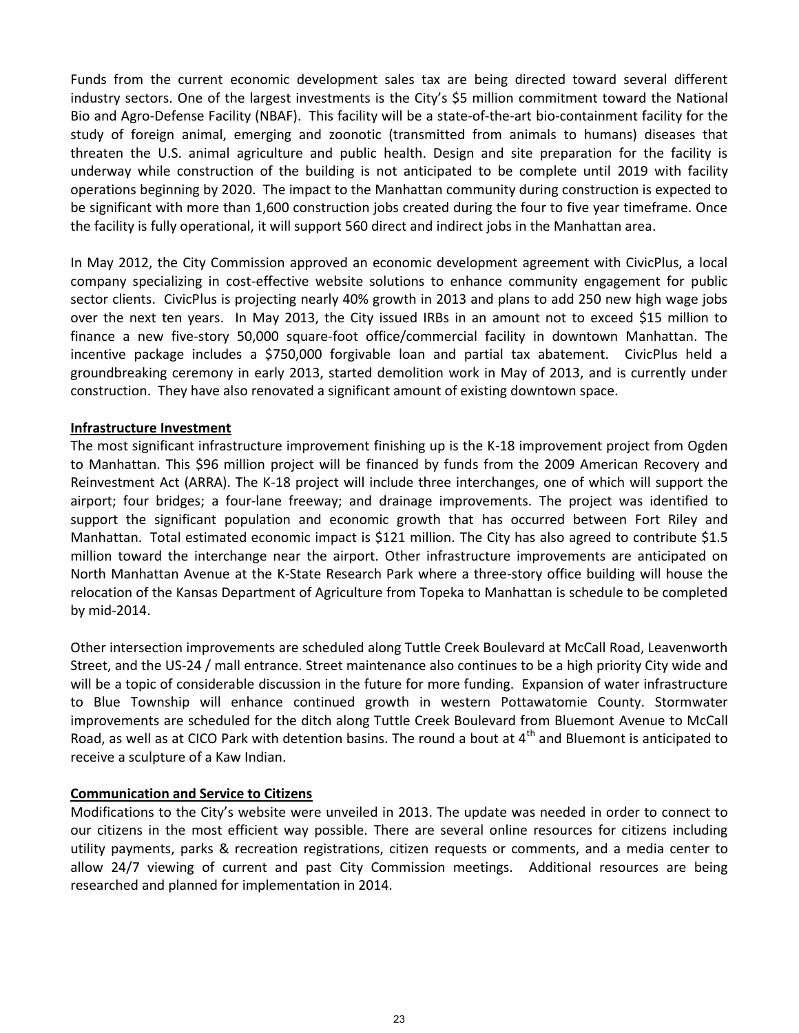Funds from the current economic development sales tax are being directed toward several different industry sectors. One of the largest investments is the City's $5 million commitment toward the National Bio and Agro-Defense Facility (NBAF). This facility will be a state-of-the-art bio-containment facility for the study of foreign animal, emerging and zoonotic (transmitted from animals to humans) diseases that threaten the U.S. animal agriculture and public health. Design and site preparation for the facility is underway while construction of the building is not anticipated to be complete until 2019 with facility operations beginning by 2020. The impact to the Manhattan community during construction is expected to be significant with more than 1,600 construction jobs created during the four to five year timeframe. Once the facility is fully operational, it will support 560 direct and indirect jobs in the Manhattan area.

In May 2012, the City Commission approved an economic development agreement with CivicPlus, a local company specializing in cost-effective website solutions to enhance community engagement for public sector clients. CivicPlus is projecting nearly 40% growth in 2013 and plans to add 250 new high wage jobs over the next ten years. In May 2013, the City issued IRBs in an amount not to exceed $15 million to finance a new five-story 50,000 square-foot office/commercial facility in downtown Manhattan. The incentive package includes a $750,000 forgivable loan and partial tax abatement. CivicPlus held a groundbreaking ceremony in early 2013, started demolition work in May of 2013, and is currently under construction. They have also renovated a significant amount of existing downtown space.

**Infrastructure Investment**

The most significant infrastructure improvement finishing up is the K-18 improvement project from Ogden to Manhattan. This $96 million project will be financed by funds from the 2009 American Recovery and Reinvestment Act (ARRA). The K-18 project will include three interchanges, one of which will support the airport; four bridges; a four-lane freeway; and drainage improvements. The project was identified to support the significant population and economic growth that has occurred between Fort Riley and Manhattan. Total estimated economic impact is $121 million. The City has also agreed to contribute $1.5 million toward the interchange near the airport. Other infrastructure improvements are anticipated on North Manhattan Avenue at the K-State Research Park where a three-story office building will house the relocation of the Kansas Department of Agriculture from Topeka to Manhattan is schedule to be completed by mid-2014.

Other intersection improvements are scheduled along Tuttle Creek Boulevard at McCall Road, Leavenworth Street, and the US-24 / mall entrance. Street maintenance also continues to be a high priority City wide and will be a topic of considerable discussion in the future for more funding. Expansion of water infrastructure to Blue Township will enhance continued growth in western Pottawatomie County. Stormwater improvements are scheduled for the ditch along Tuttle Creek Boulevard from Bluemont Avenue to McCall Road, as well as at CICO Park with detention basins. The round a bout at 4th and Bluemont is anticipated to receive a sculpture of a Kaw Indian.

**Communication and Service to Citizens**

Modifications to the City's website were unveiled in 2013. The update was needed in order to connect to our citizens in the most efficient way possible. There are several online resources for citizens including utility payments, parks & recreation registrations, citizen requests or comments, and a media center to allow 24/7 viewing of current and past City Commission meetings. Additional resources are being researched and planned for implementation in 2014.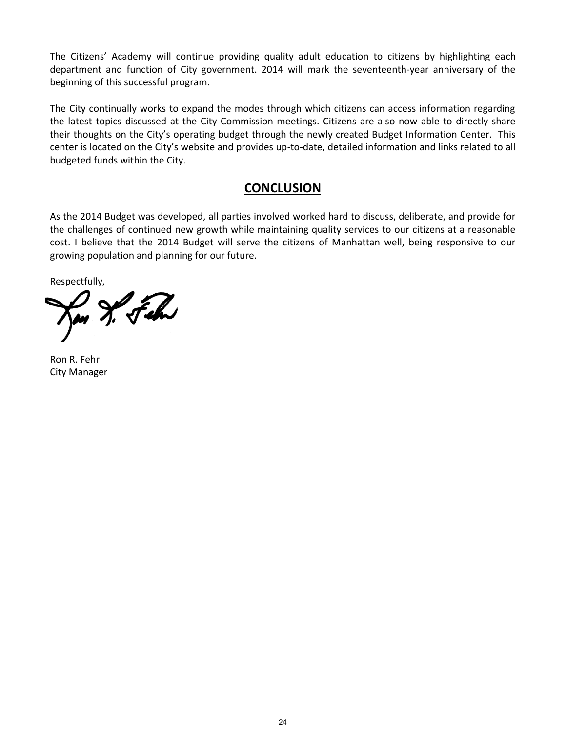The Citizens' Academy will continue providing quality adult education to citizens by highlighting each department and function of City government. 2014 will mark the seventeenth-year anniversary of the beginning of this successful program.

The City continually works to expand the modes through which citizens can access information regarding the latest topics discussed at the City Commission meetings. Citizens are also now able to directly share their thoughts on the City's operating budget through the newly created Budget Information Center. This center is located on the City's website and provides up-to-date, detailed information and links related to all budgeted funds within the City.

## CONCLUSION

As the 2014 Budget was developed, all parties involved worked hard to discuss, deliberate, and provide for the challenges of continued new growth while maintaining quality services to our citizens at a reasonable cost. I believe that the 2014 Budget will serve the citizens of Manhattan well, being responsive to our growing population and planning for our future.

Respectfully,

Ron R. Fehr
City Manager